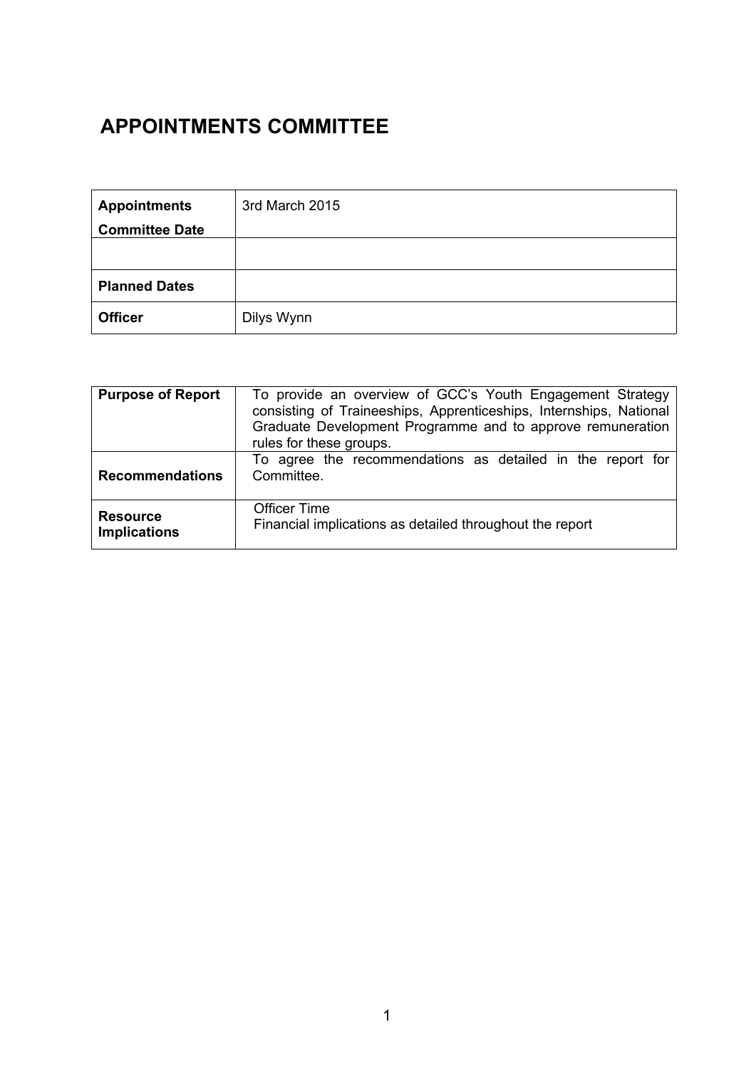# APPOINTMENTS COMMITTEE

| | |
|---|---|
| **Appointments Committee Date** | 3rd March 2015 |
| | |
| **Planned Dates** | |
| **Officer** | Dilys Wynn |

| | |
|---|---|
| **Purpose of Report** | To provide an overview of GCC's Youth Engagement Strategy consisting of Traineeships, Apprenticeships, Internships, National Graduate Development Programme and to approve remuneration rules for these groups. |
| **Recommendations** | To agree the recommendations as detailed in the report for Committee. |
| **Resource Implications** | Officer Time<br>Financial implications as detailed throughout the report |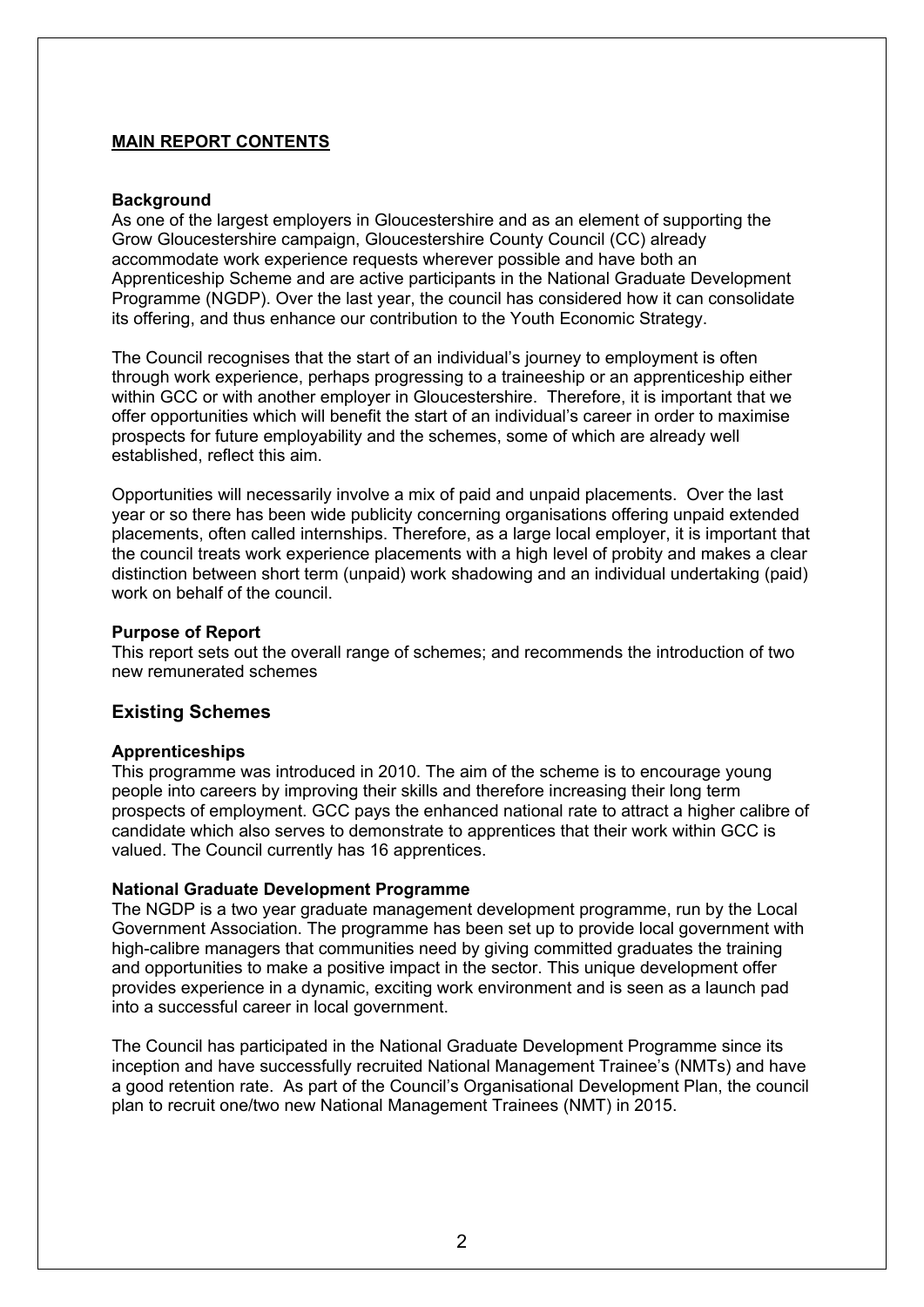**MAIN REPORT CONTENTS**

**Background**

As one of the largest employers in Gloucestershire and as an element of supporting the Grow Gloucestershire campaign, Gloucestershire County Council (CC) already accommodate work experience requests wherever possible and have both an Apprenticeship Scheme and are active participants in the National Graduate Development Programme (NGDP). Over the last year, the council has considered how it can consolidate its offering, and thus enhance our contribution to the Youth Economic Strategy.

The Council recognises that the start of an individual's journey to employment is often through work experience, perhaps progressing to a traineeship or an apprenticeship either within GCC or with another employer in Gloucestershire. Therefore, it is important that we offer opportunities which will benefit the start of an individual's career in order to maximise prospects for future employability and the schemes, some of which are already well established, reflect this aim.

Opportunities will necessarily involve a mix of paid and unpaid placements. Over the last year or so there has been wide publicity concerning organisations offering unpaid extended placements, often called internships. Therefore, as a large local employer, it is important that the council treats work experience placements with a high level of probity and makes a clear distinction between short term (unpaid) work shadowing and an individual undertaking (paid) work on behalf of the council.

**Purpose of Report**

This report sets out the overall range of schemes; and recommends the introduction of two new remunerated schemes

## Existing Schemes

**Apprenticeships**

This programme was introduced in 2010. The aim of the scheme is to encourage young people into careers by improving their skills and therefore increasing their long term prospects of employment. GCC pays the enhanced national rate to attract a higher calibre of candidate which also serves to demonstrate to apprentices that their work within GCC is valued. The Council currently has 16 apprentices.

**National Graduate Development Programme**

The NGDP is a two year graduate management development programme, run by the Local Government Association. The programme has been set up to provide local government with high-calibre managers that communities need by giving committed graduates the training and opportunities to make a positive impact in the sector. This unique development offer provides experience in a dynamic, exciting work environment and is seen as a launch pad into a successful career in local government.

The Council has participated in the National Graduate Development Programme since its inception and have successfully recruited National Management Trainee's (NMTs) and have a good retention rate. As part of the Council's Organisational Development Plan, the council plan to recruit one/two new National Management Trainees (NMT) in 2015.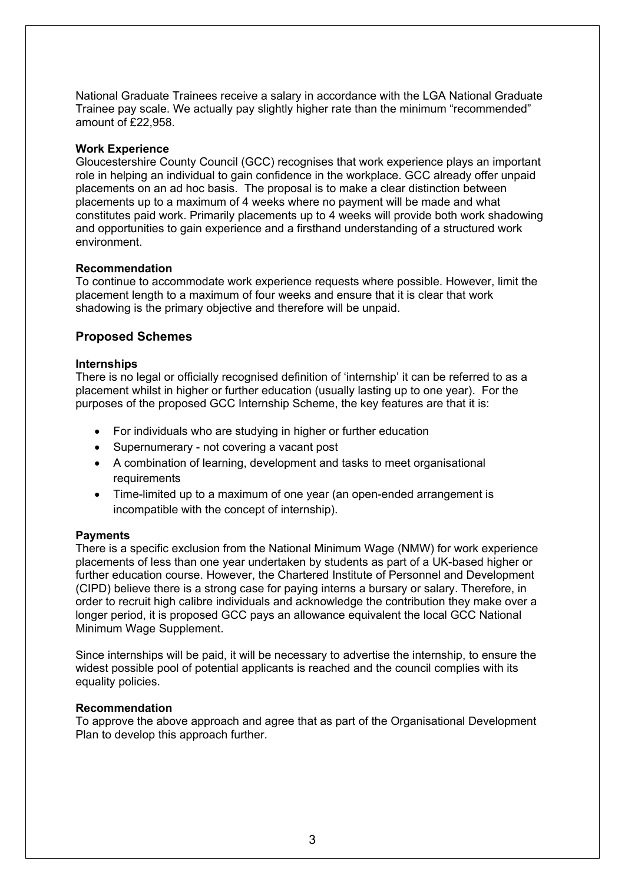National Graduate Trainees receive a salary in accordance with the LGA National Graduate Trainee pay scale. We actually pay slightly higher rate than the minimum "recommended" amount of £22,958.

**Work Experience**
Gloucestershire County Council (GCC) recognises that work experience plays an important role in helping an individual to gain confidence in the workplace. GCC already offer unpaid placements on an ad hoc basis. The proposal is to make a clear distinction between placements up to a maximum of 4 weeks where no payment will be made and what constitutes paid work. Primarily placements up to 4 weeks will provide both work shadowing and opportunities to gain experience and a firsthand understanding of a structured work environment.

**Recommendation**
To continue to accommodate work experience requests where possible. However, limit the placement length to a maximum of four weeks and ensure that it is clear that work shadowing is the primary objective and therefore will be unpaid.

## Proposed Schemes

**Internships**
There is no legal or officially recognised definition of 'internship' it can be referred to as a placement whilst in higher or further education (usually lasting up to one year). For the purposes of the proposed GCC Internship Scheme, the key features are that it is:

- For individuals who are studying in higher or further education
- Supernumerary - not covering a vacant post
- A combination of learning, development and tasks to meet organisational requirements
- Time-limited up to a maximum of one year (an open-ended arrangement is incompatible with the concept of internship).

**Payments**
There is a specific exclusion from the National Minimum Wage (NMW) for work experience placements of less than one year undertaken by students as part of a UK-based higher or further education course. However, the Chartered Institute of Personnel and Development (CIPD) believe there is a strong case for paying interns a bursary or salary. Therefore, in order to recruit high calibre individuals and acknowledge the contribution they make over a longer period, it is proposed GCC pays an allowance equivalent the local GCC National Minimum Wage Supplement.

Since internships will be paid, it will be necessary to advertise the internship, to ensure the widest possible pool of potential applicants is reached and the council complies with its equality policies.

**Recommendation**
To approve the above approach and agree that as part of the Organisational Development Plan to develop this approach further.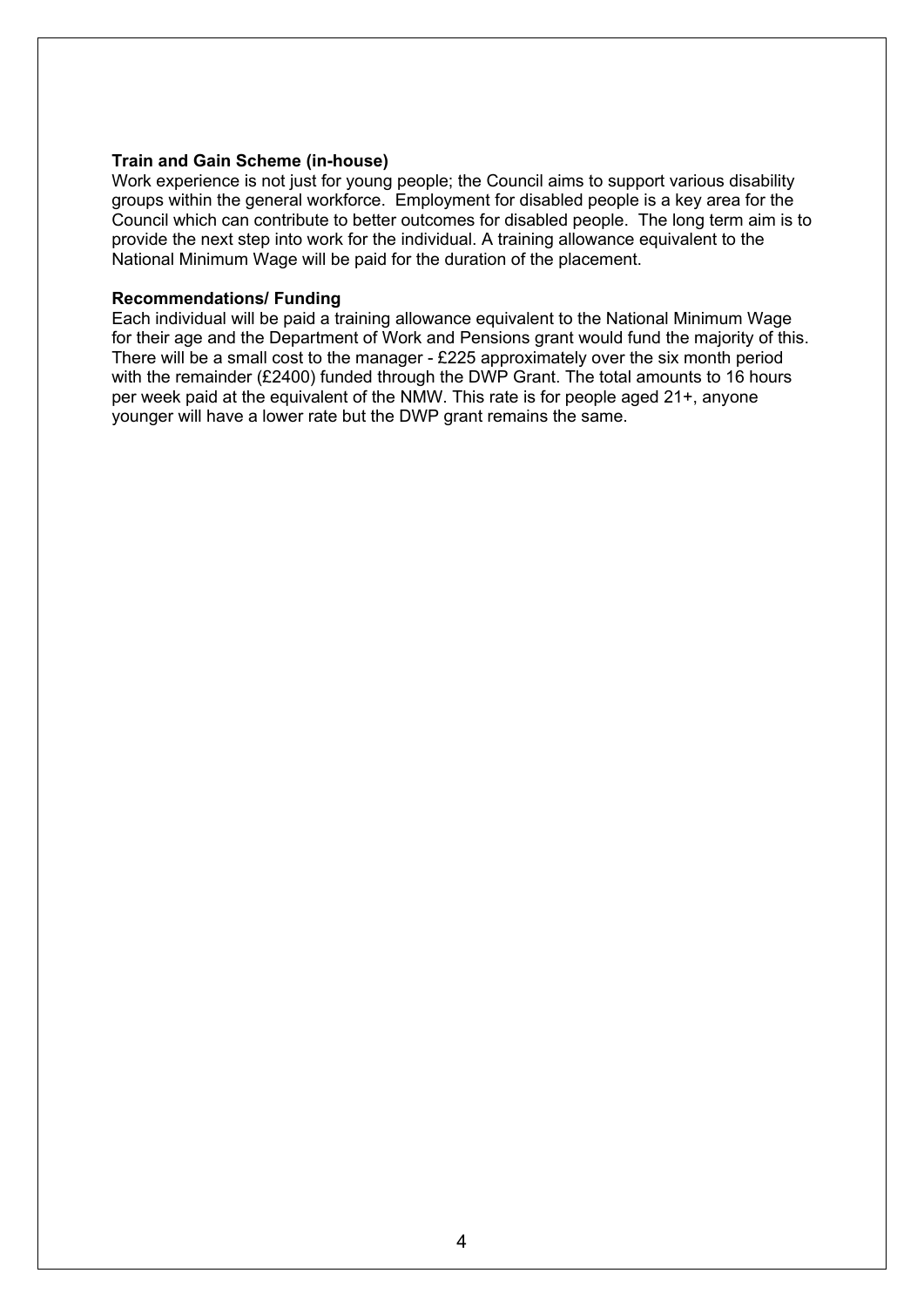**Train and Gain Scheme (in-house)**

Work experience is not just for young people; the Council aims to support various disability groups within the general workforce. Employment for disabled people is a key area for the Council which can contribute to better outcomes for disabled people. The long term aim is to provide the next step into work for the individual. A training allowance equivalent to the National Minimum Wage will be paid for the duration of the placement.

**Recommendations/ Funding**

Each individual will be paid a training allowance equivalent to the National Minimum Wage for their age and the Department of Work and Pensions grant would fund the majority of this. There will be a small cost to the manager - £225 approximately over the six month period with the remainder (£2400) funded through the DWP Grant. The total amounts to 16 hours per week paid at the equivalent of the NMW. This rate is for people aged 21+, anyone younger will have a lower rate but the DWP grant remains the same.